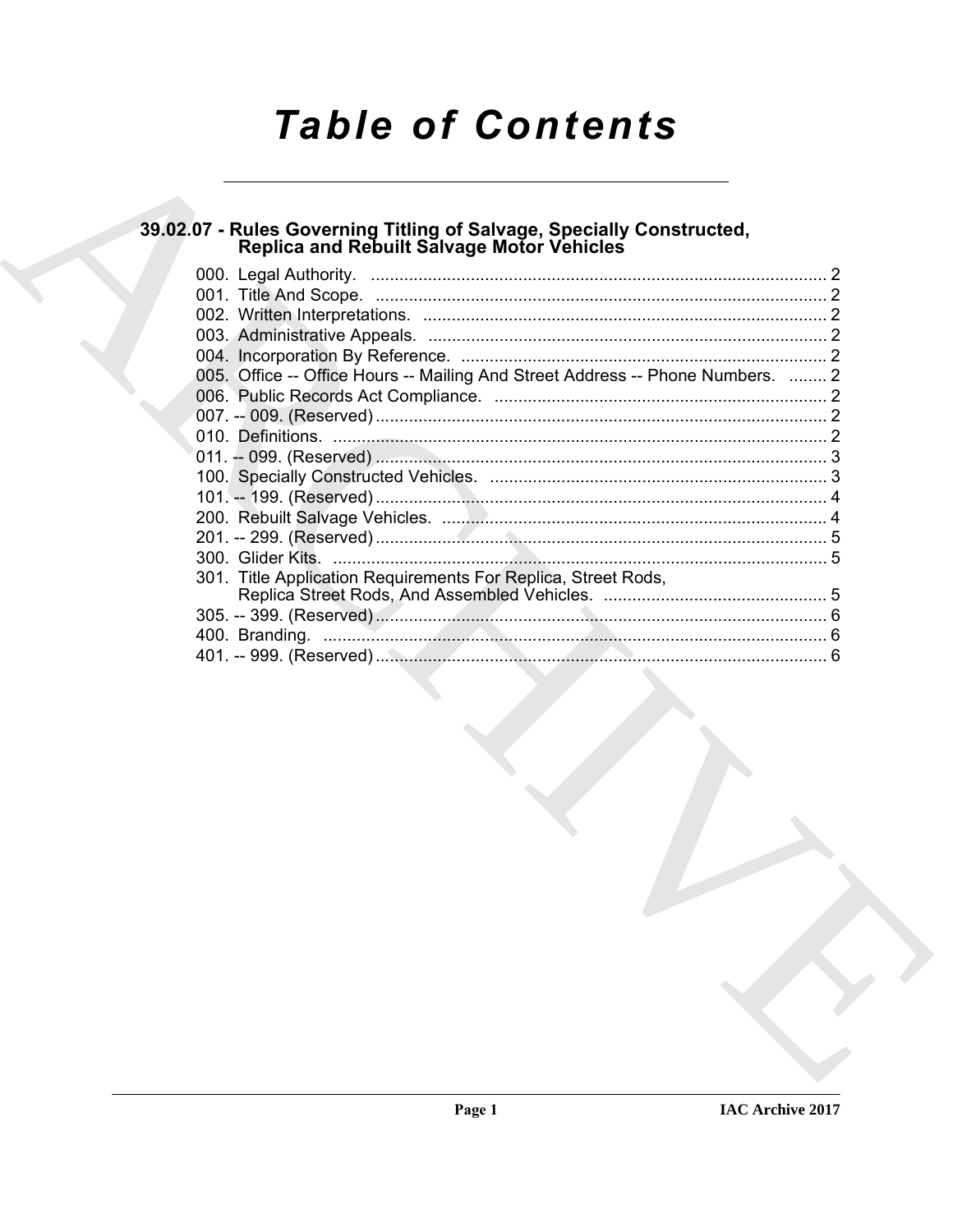# Table of Contents

## 39.02.07 - Rules Governing Titling of Salvage, Specially Constructed, Replica and Rebuilt Salvage Motor Vehicles

000. Legal Authority. ........................................................................................ 2
001. Title And Scope. ........................................................................................ 2
002. Written Interpretations. ............................................................................. 2
003. Administrative Appeals. ............................................................................ 2
004. Incorporation By Reference. ..................................................................... 2
005. Office -- Office Hours -- Mailing And Street Address -- Phone Numbers. ........ 2
006. Public Records Act Compliance. ............................................................... 2
007. -- 009. (Reserved) ....................................................................................... 2
010. Definitions. ................................................................................................ 2
011. -- 099. (Reserved) ....................................................................................... 3
100. Specially Constructed Vehicles. ............................................................... 3
101. -- 199. (Reserved) ....................................................................................... 4
200. Rebuilt Salvage Vehicles. ......................................................................... 4
201. -- 299. (Reserved) ....................................................................................... 5
300. Glider Kits. ................................................................................................ 5
301. Title Application Requirements For Replica, Street Rods, Replica Street Rods, And Assembled Vehicles. ............................................... 5
305. -- 399. (Reserved) ....................................................................................... 6
400. Branding. .................................................................................................. 6
401. -- 999. (Reserved) ....................................................................................... 6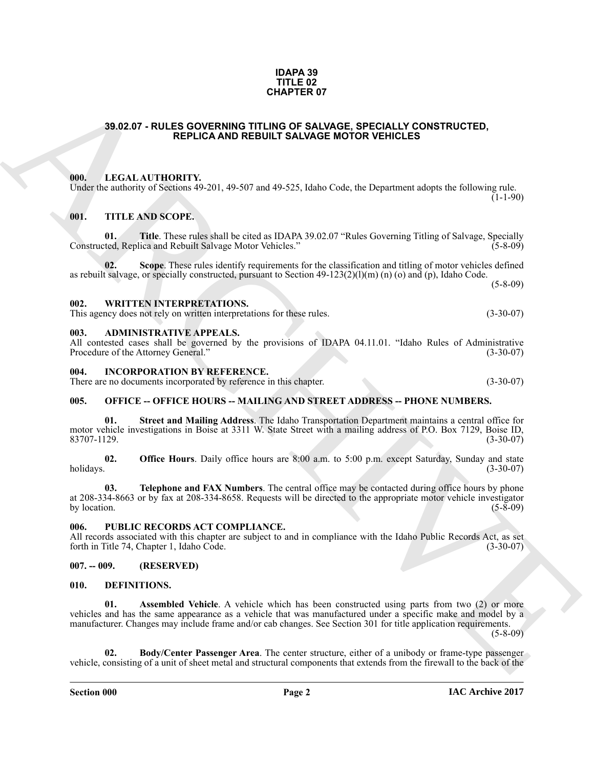**IDAPA 39**
**TITLE 02**
**CHAPTER 07**

## 39.02.07 - RULES GOVERNING TITLING OF SALVAGE, SPECIALLY CONSTRUCTED, REPLICA AND REBUILT SALVAGE MOTOR VEHICLES

### 000. LEGAL AUTHORITY.

Under the authority of Sections 49-201, 49-507 and 49-525, Idaho Code, the Department adopts the following rule. (1-1-90)

### 001. TITLE AND SCOPE.

**01. Title**. These rules shall be cited as IDAPA 39.02.07 "Rules Governing Titling of Salvage, Specially Constructed, Replica and Rebuilt Salvage Motor Vehicles." (5-8-09)

**02. Scope**. These rules identify requirements for the classification and titling of motor vehicles defined as rebuilt salvage, or specially constructed, pursuant to Section 49-123(2)(l)(m) (n) (o) and (p), Idaho Code. (5-8-09)

### 002. WRITTEN INTERPRETATIONS.

This agency does not rely on written interpretations for these rules. (3-30-07)

### 003. ADMINISTRATIVE APPEALS.

All contested cases shall be governed by the provisions of IDAPA 04.11.01. "Idaho Rules of Administrative Procedure of the Attorney General." (3-30-07)

### 004. INCORPORATION BY REFERENCE.

There are no documents incorporated by reference in this chapter. (3-30-07)

### 005. OFFICE -- OFFICE HOURS -- MAILING AND STREET ADDRESS -- PHONE NUMBERS.

**01. Street and Mailing Address**. The Idaho Transportation Department maintains a central office for motor vehicle investigations in Boise at 3311 W. State Street with a mailing address of P.O. Box 7129, Boise ID, 83707-1129. (3-30-07)

**02. Office Hours**. Daily office hours are 8:00 a.m. to 5:00 p.m. except Saturday, Sunday and state holidays. (3-30-07)

**03. Telephone and FAX Numbers**. The central office may be contacted during office hours by phone at 208-334-8663 or by fax at 208-334-8658. Requests will be directed to the appropriate motor vehicle investigator by location. (5-8-09)

### 006. PUBLIC RECORDS ACT COMPLIANCE.

All records associated with this chapter are subject to and in compliance with the Idaho Public Records Act, as set forth in Title 74, Chapter 1, Idaho Code. (3-30-07)

### 007. -- 009. (RESERVED)

### 010. DEFINITIONS.

**01. Assembled Vehicle**. A vehicle which has been constructed using parts from two (2) or more vehicles and has the same appearance as a vehicle that was manufactured under a specific make and model by a manufacturer. Changes may include frame and/or cab changes. See Section 301 for title application requirements. (5-8-09)

**02. Body/Center Passenger Area**. The center structure, either of a unibody or frame-type passenger vehicle, consisting of a unit of sheet metal and structural components that extends from the firewall to the back of the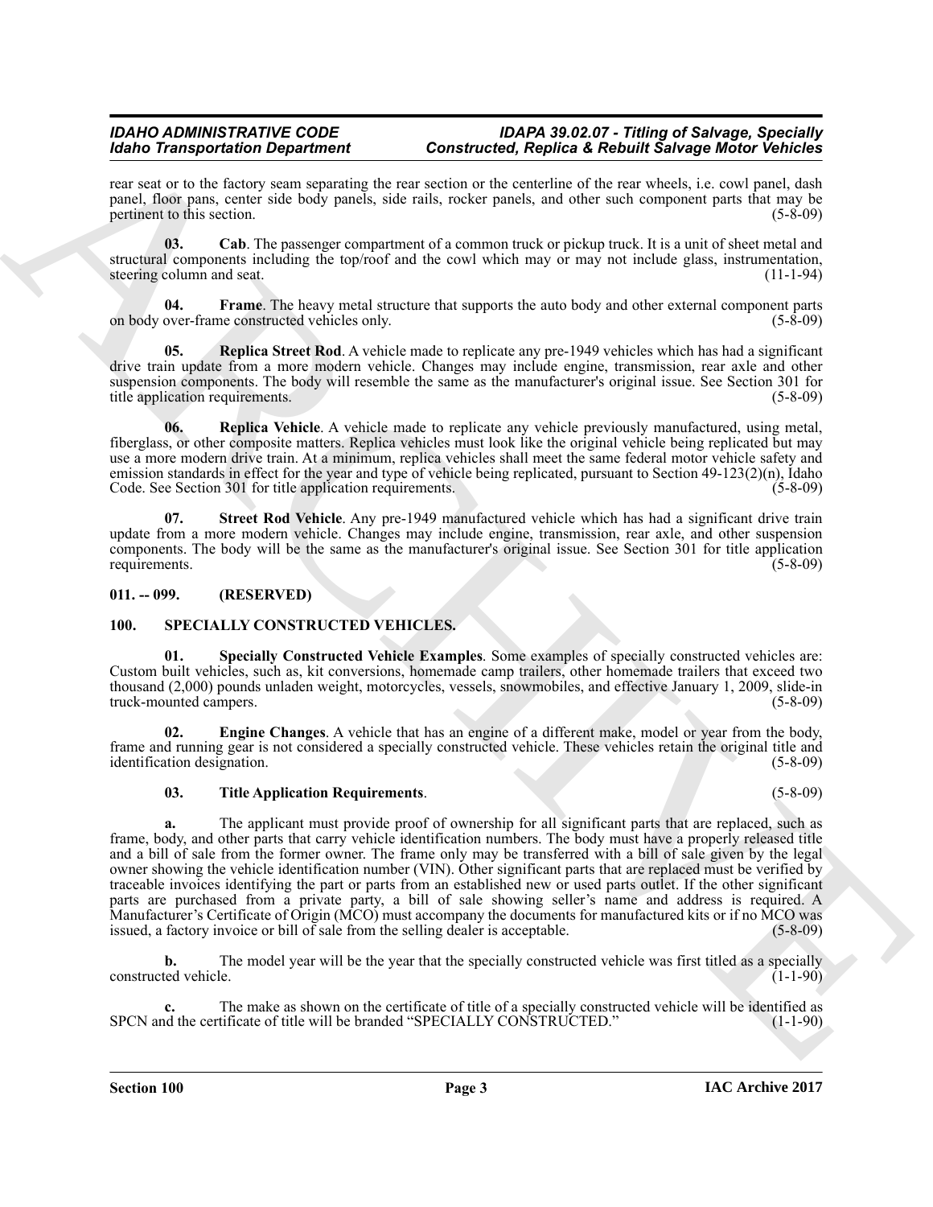rear seat or to the factory seam separating the rear section or the centerline of the rear wheels, i.e. cowl panel, dash panel, floor pans, center side body panels, side rails, rocker panels, and other such component parts that may be pertinent to this section. (5-8-09)

**03. Cab**. The passenger compartment of a common truck or pickup truck. It is a unit of sheet metal and structural components including the top/roof and the cowl which may or may not include glass, instrumentation, steering column and seat. (11-1-94)

**04. Frame**. The heavy metal structure that supports the auto body and other external component parts on body over-frame constructed vehicles only. (5-8-09)

**05. Replica Street Rod**. A vehicle made to replicate any pre-1949 vehicles which has had a significant drive train update from a more modern vehicle. Changes may include engine, transmission, rear axle and other suspension components. The body will resemble the same as the manufacturer's original issue. See Section 301 for title application requirements. (5-8-09)

**06. Replica Vehicle**. A vehicle made to replicate any vehicle previously manufactured, using metal, fiberglass, or other composite matters. Replica vehicles must look like the original vehicle being replicated but may use a more modern drive train. At a minimum, replica vehicles shall meet the same federal motor vehicle safety and emission standards in effect for the year and type of vehicle being replicated, pursuant to Section 49-123(2)(n), Idaho Code. See Section 301 for title application requirements. (5-8-09)

**07. Street Rod Vehicle**. Any pre-1949 manufactured vehicle which has had a significant drive train update from a more modern vehicle. Changes may include engine, transmission, rear axle, and other suspension components. The body will be the same as the manufacturer's original issue. See Section 301 for title application requirements. (5-8-09)

## 011. -- 099. (RESERVED)

## 100. SPECIALLY CONSTRUCTED VEHICLES.

**01. Specially Constructed Vehicle Examples**. Some examples of specially constructed vehicles are: Custom built vehicles, such as, kit conversions, homemade camp trailers, other homemade trailers that exceed two thousand (2,000) pounds unladen weight, motorcycles, vessels, snowmobiles, and effective January 1, 2009, slide-in truck-mounted campers. (5-8-09)

**02. Engine Changes**. A vehicle that has an engine of a different make, model or year from the body, frame and running gear is not considered a specially constructed vehicle. These vehicles retain the original title and identification designation. (5-8-09)

**03. Title Application Requirements**. (5-8-09)

**a.** The applicant must provide proof of ownership for all significant parts that are replaced, such as frame, body, and other parts that carry vehicle identification numbers. The body must have a properly released title and a bill of sale from the former owner. The frame only may be transferred with a bill of sale given by the legal owner showing the vehicle identification number (VIN). Other significant parts that are replaced must be verified by traceable invoices identifying the part or parts from an established new or used parts outlet. If the other significant parts are purchased from a private party, a bill of sale showing seller's name and address is required. A Manufacturer's Certificate of Origin (MCO) must accompany the documents for manufactured kits or if no MCO was issued, a factory invoice or bill of sale from the selling dealer is acceptable. (5-8-09)

**b.** The model year will be the year that the specially constructed vehicle was first titled as a specially constructed vehicle. (1-1-90)

**c.** The make as shown on the certificate of title of a specially constructed vehicle will be identified as SPCN and the certificate of title will be branded "SPECIALLY CONSTRUCTED." (1-1-90)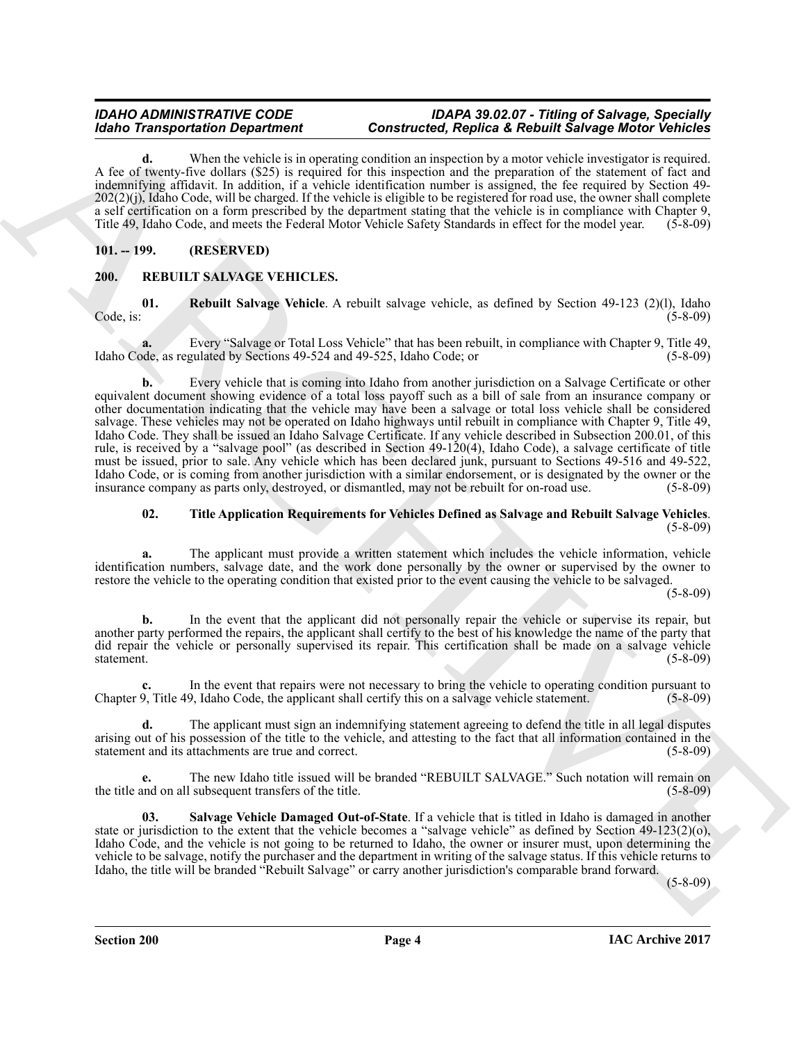**d.** When the vehicle is in operating condition an inspection by a motor vehicle investigator is required. A fee of twenty-five dollars ($25) is required for this inspection and the preparation of the statement of fact and indemnifying affidavit. In addition, if a vehicle identification number is assigned, the fee required by Section 49-202(2)(j), Idaho Code, will be charged. If the vehicle is eligible to be registered for road use, the owner shall complete a self certification on a form prescribed by the department stating that the vehicle is in compliance with Chapter 9, Title 49, Idaho Code, and meets the Federal Motor Vehicle Safety Standards in effect for the model year. (5-8-09)

## 101. -- 199. (RESERVED)

## 200. REBUILT SALVAGE VEHICLES.

**01. Rebuilt Salvage Vehicle**. A rebuilt salvage vehicle, as defined by Section 49-123 (2)(l), Idaho Code, is: (5-8-09)

**a.** Every "Salvage or Total Loss Vehicle" that has been rebuilt, in compliance with Chapter 9, Title 49, Idaho Code, as regulated by Sections 49-524 and 49-525, Idaho Code; or (5-8-09)

**b.** Every vehicle that is coming into Idaho from another jurisdiction on a Salvage Certificate or other equivalent document showing evidence of a total loss payoff such as a bill of sale from an insurance company or other documentation indicating that the vehicle may have been a salvage or total loss vehicle shall be considered salvage. These vehicles may not be operated on Idaho highways until rebuilt in compliance with Chapter 9, Title 49, Idaho Code. They shall be issued an Idaho Salvage Certificate. If any vehicle described in Subsection 200.01, of this rule, is received by a "salvage pool" (as described in Section 49-120(4), Idaho Code), a salvage certificate of title must be issued, prior to sale. Any vehicle which has been declared junk, pursuant to Sections 49-516 and 49-522, Idaho Code, or is coming from another jurisdiction with a similar endorsement, or is designated by the owner or the insurance company as parts only, destroyed, or dismantled, may not be rebuilt for on-road use. (5-8-09)

**02. Title Application Requirements for Vehicles Defined as Salvage and Rebuilt Salvage Vehicles**. (5-8-09)

**a.** The applicant must provide a written statement which includes the vehicle information, vehicle identification numbers, salvage date, and the work done personally by the owner or supervised by the owner to restore the vehicle to the operating condition that existed prior to the event causing the vehicle to be salvaged. (5-8-09)

**b.** In the event that the applicant did not personally repair the vehicle or supervise its repair, but another party performed the repairs, the applicant shall certify to the best of his knowledge the name of the party that did repair the vehicle or personally supervised its repair. This certification shall be made on a salvage vehicle statement. (5-8-09)

**c.** In the event that repairs were not necessary to bring the vehicle to operating condition pursuant to Chapter 9, Title 49, Idaho Code, the applicant shall certify this on a salvage vehicle statement. (5-8-09)

**d.** The applicant must sign an indemnifying statement agreeing to defend the title in all legal disputes arising out of his possession of the title to the vehicle, and attesting to the fact that all information contained in the statement and its attachments are true and correct. (5-8-09)

**e.** The new Idaho title issued will be branded "REBUILT SALVAGE." Such notation will remain on the title and on all subsequent transfers of the title. (5-8-09)

**03. Salvage Vehicle Damaged Out-of-State**. If a vehicle that is titled in Idaho is damaged in another state or jurisdiction to the extent that the vehicle becomes a "salvage vehicle" as defined by Section 49-123(2)(o), Idaho Code, and the vehicle is not going to be returned to Idaho, the owner or insurer must, upon determining the vehicle to be salvage, notify the purchaser and the department in writing of the salvage status. If this vehicle returns to Idaho, the title will be branded "Rebuilt Salvage" or carry another jurisdiction's comparable brand forward. (5-8-09)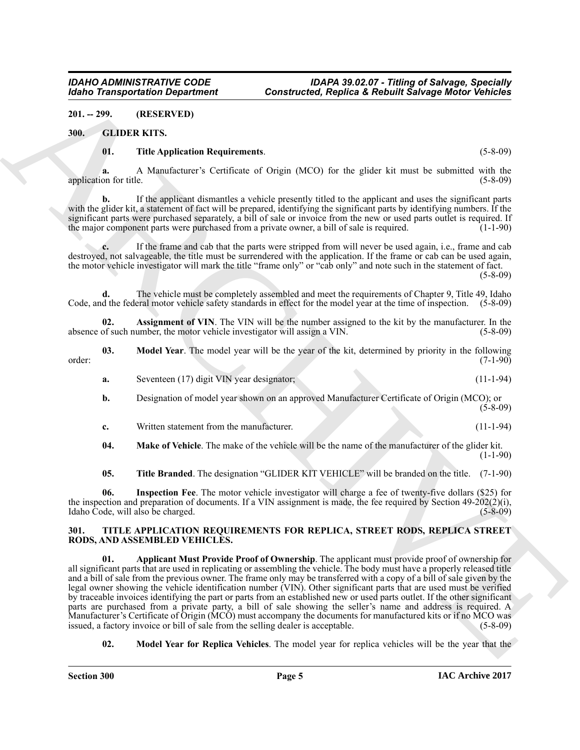**201. -- 299. (RESERVED)**

## 300. GLIDER KITS.

**01. Title Application Requirements**. (5-8-09)

**a.** A Manufacturer's Certificate of Origin (MCO) for the glider kit must be submitted with the application for title. (5-8-09)

**b.** If the applicant dismantles a vehicle presently titled to the applicant and uses the significant parts with the glider kit, a statement of fact will be prepared, identifying the significant parts by identifying numbers. If the significant parts were purchased separately, a bill of sale or invoice from the new or used parts outlet is required. If the major component parts were purchased from a private owner, a bill of sale is required. (1-1-90)

**c.** If the frame and cab that the parts were stripped from will never be used again, i.e., frame and cab destroyed, not salvageable, the title must be surrendered with the application. If the frame or cab can be used again, the motor vehicle investigator will mark the title "frame only" or "cab only" and note such in the statement of fact. (5-8-09)

**d.** The vehicle must be completely assembled and meet the requirements of Chapter 9, Title 49, Idaho Code, and the federal motor vehicle safety standards in effect for the model year at the time of inspection. (5-8-09)

**02. Assignment of VIN**. The VIN will be the number assigned to the kit by the manufacturer. In the absence of such number, the motor vehicle investigator will assign a VIN. (5-8-09)

**03. Model Year**. The model year will be the year of the kit, determined by priority in the following order: (7-1-90)

**a.** Seventeen (17) digit VIN year designator; (11-1-94)

**b.** Designation of model year shown on an approved Manufacturer Certificate of Origin (MCO); or (5-8-09)

**c.** Written statement from the manufacturer. (11-1-94)

**04. Make of Vehicle**. The make of the vehicle will be the name of the manufacturer of the glider kit. (1-1-90)

**05. Title Branded**. The designation "GLIDER KIT VEHICLE" will be branded on the title. (7-1-90)

**06. Inspection Fee**. The motor vehicle investigator will charge a fee of twenty-five dollars ($25) for the inspection and preparation of documents. If a VIN assignment is made, the fee required by Section 49-202(2)(i), Idaho Code, will also be charged. (5-8-09)

## 301. TITLE APPLICATION REQUIREMENTS FOR REPLICA, STREET RODS, REPLICA STREET RODS, AND ASSEMBLED VEHICLES.

**01. Applicant Must Provide Proof of Ownership**. The applicant must provide proof of ownership for all significant parts that are used in replicating or assembling the vehicle. The body must have a properly released title and a bill of sale from the previous owner. The frame only may be transferred with a copy of a bill of sale given by the legal owner showing the vehicle identification number (VIN). Other significant parts that are used must be verified by traceable invoices identifying the part or parts from an established new or used parts outlet. If the other significant parts are purchased from a private party, a bill of sale showing the seller's name and address is required. A Manufacturer's Certificate of Origin (MCO) must accompany the documents for manufactured kits or if no MCO was issued, a factory invoice or bill of sale from the selling dealer is acceptable. (5-8-09)

**02. Model Year for Replica Vehicles**. The model year for replica vehicles will be the year that the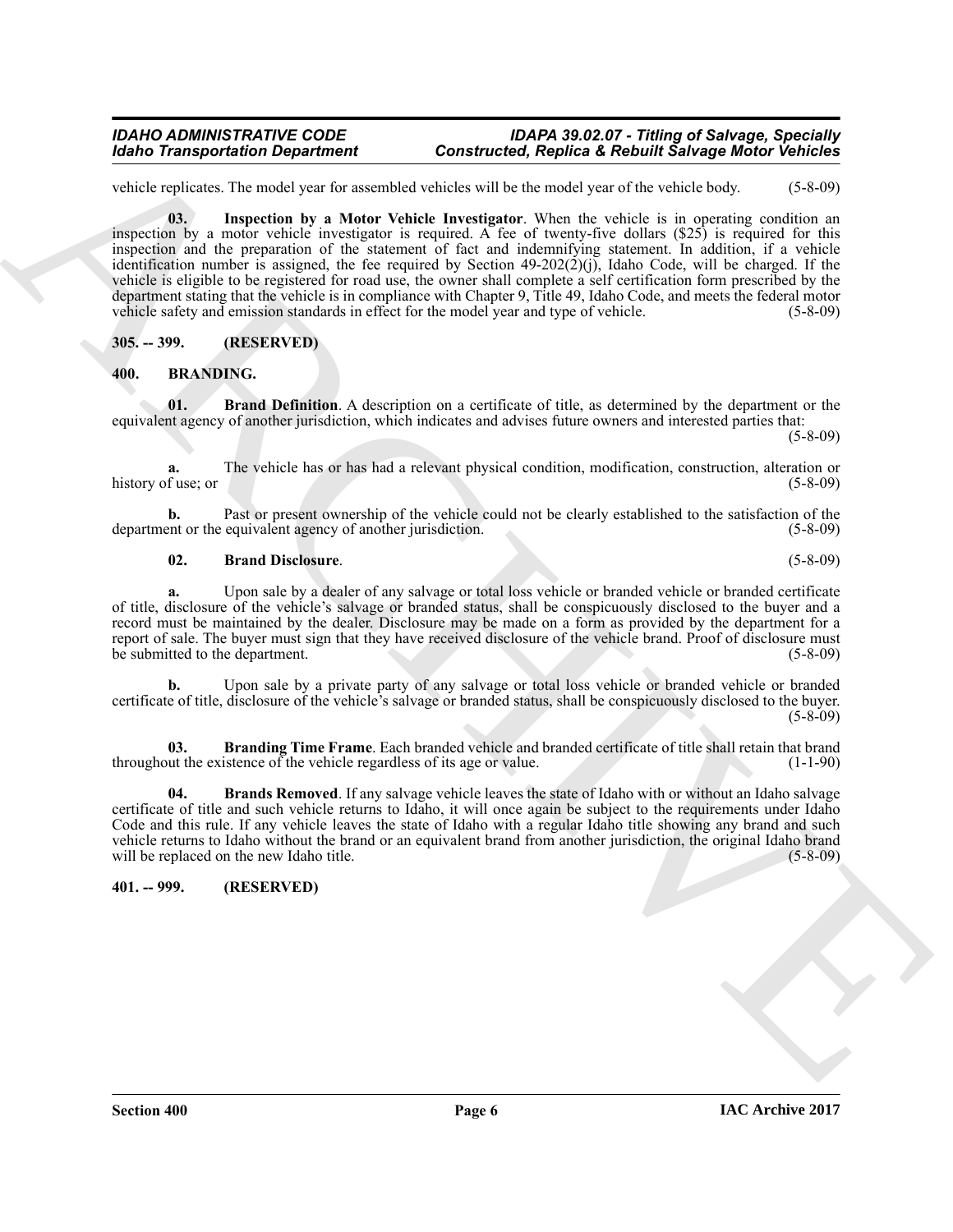vehicle replicates. The model year for assembled vehicles will be the model year of the vehicle body. (5-8-09)

**03. Inspection by a Motor Vehicle Investigator**. When the vehicle is in operating condition an inspection by a motor vehicle investigator is required. A fee of twenty-five dollars ($25) is required for this inspection and the preparation of the statement of fact and indemnifying statement. In addition, if a vehicle identification number is assigned, the fee required by Section 49-202(2)(j), Idaho Code, will be charged. If the vehicle is eligible to be registered for road use, the owner shall complete a self certification form prescribed by the department stating that the vehicle is in compliance with Chapter 9, Title 49, Idaho Code, and meets the federal motor vehicle safety and emission standards in effect for the model year and type of vehicle. (5-8-09)

## 305. -- 399. (RESERVED)

## 400. BRANDING.

**01. Brand Definition**. A description on a certificate of title, as determined by the department or the equivalent agency of another jurisdiction, which indicates and advises future owners and interested parties that: (5-8-09)

**a.** The vehicle has or has had a relevant physical condition, modification, construction, alteration or history of use; or (5-8-09)

**b.** Past or present ownership of the vehicle could not be clearly established to the satisfaction of the department or the equivalent agency of another jurisdiction. (5-8-09)

**02. Brand Disclosure**. (5-8-09)

**a.** Upon sale by a dealer of any salvage or total loss vehicle or branded vehicle or branded certificate of title, disclosure of the vehicle's salvage or branded status, shall be conspicuously disclosed to the buyer and a record must be maintained by the dealer. Disclosure may be made on a form as provided by the department for a report of sale. The buyer must sign that they have received disclosure of the vehicle brand. Proof of disclosure must be submitted to the department. (5-8-09)

**b.** Upon sale by a private party of any salvage or total loss vehicle or branded vehicle or branded certificate of title, disclosure of the vehicle's salvage or branded status, shall be conspicuously disclosed to the buyer. (5-8-09)

**03. Branding Time Frame**. Each branded vehicle and branded certificate of title shall retain that brand throughout the existence of the vehicle regardless of its age or value. (1-1-90)

**04. Brands Removed**. If any salvage vehicle leaves the state of Idaho with or without an Idaho salvage certificate of title and such vehicle returns to Idaho, it will once again be subject to the requirements under Idaho Code and this rule. If any vehicle leaves the state of Idaho with a regular Idaho title showing any brand and such vehicle returns to Idaho without the brand or an equivalent brand from another jurisdiction, the original Idaho brand will be replaced on the new Idaho title. (5-8-09)

## 401. -- 999. (RESERVED)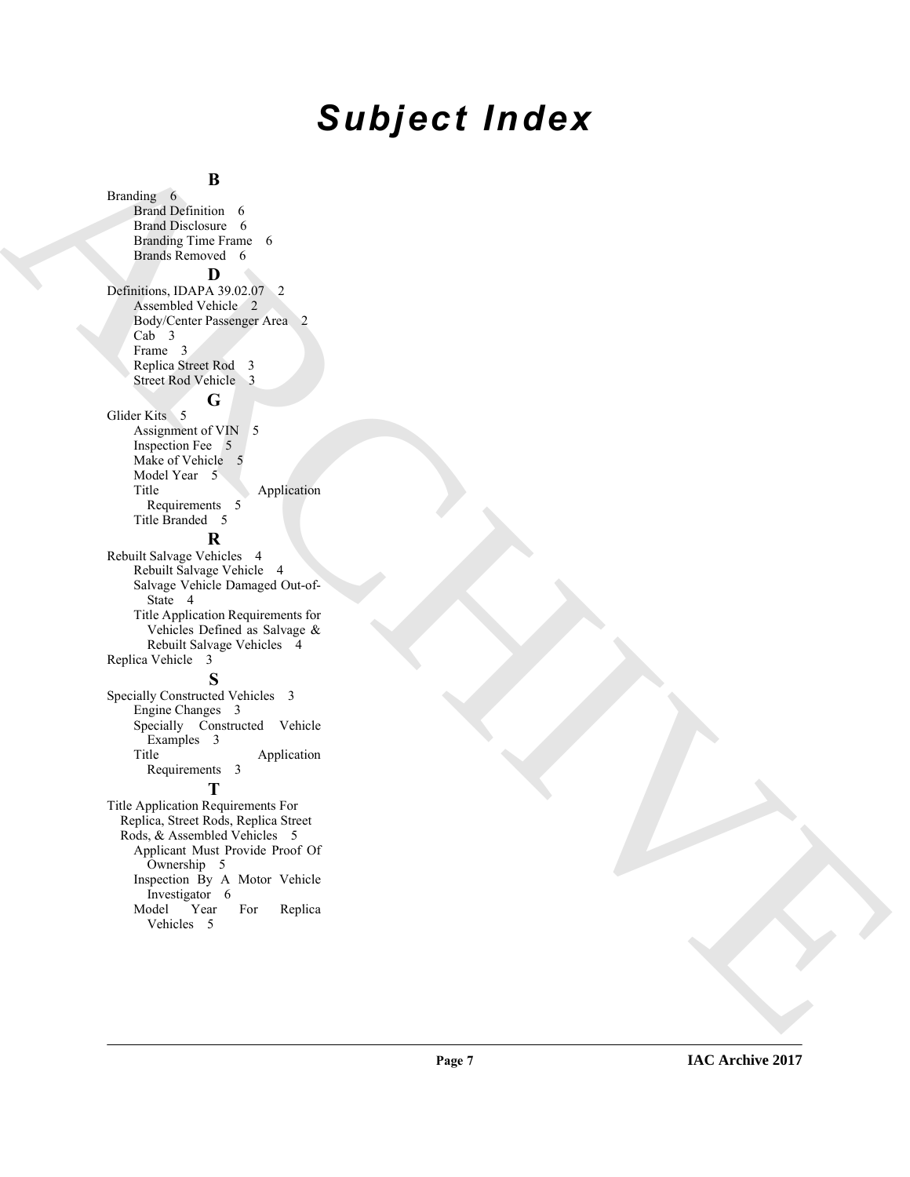# Subject Index

**B**

Branding 6
- Brand Definition 6
- Brand Disclosure 6
- Branding Time Frame 6
- Brands Removed 6

**D**

Definitions, IDAPA 39.02.07 2
- Assembled Vehicle 2
- Body/Center Passenger Area 2
- Cab 3
- Frame 3
- Replica Street Rod 3
- Street Rod Vehicle 3

**G**

Glider Kits 5
- Assignment of VIN 5
- Inspection Fee 5
- Make of Vehicle 5
- Model Year 5
- Title Application Requirements 5
- Title Branded 5

**R**

Rebuilt Salvage Vehicles 4
- Rebuilt Salvage Vehicle 4
- Salvage Vehicle Damaged Out-of-State 4
- Title Application Requirements for Vehicles Defined as Salvage & Rebuilt Salvage Vehicles 4

Replica Vehicle 3

**S**

Specially Constructed Vehicles 3
- Engine Changes 3
- Specially Constructed Vehicle Examples 3
- Title Application Requirements 3

**T**

Title Application Requirements For Replica, Street Rods, Replica Street Rods, & Assembled Vehicles 5
- Applicant Must Provide Proof Of Ownership 5
- Inspection By A Motor Vehicle Investigator 6
- Model Year For Replica Vehicles 5